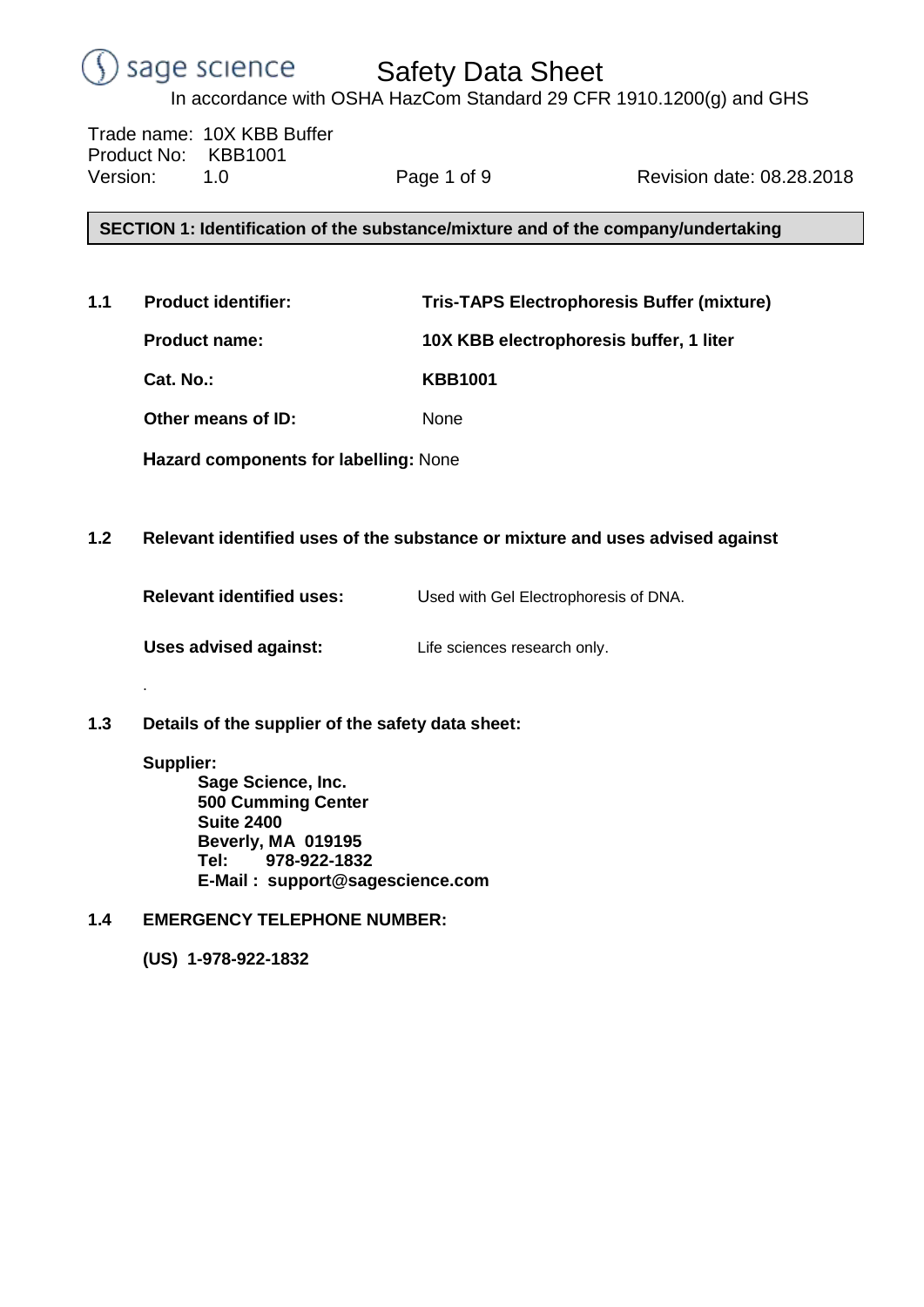# Safety Data Sheet

In accordance with OSHA HazCom Standard 29 CFR 1910.1200(g) and GHS

Trade name: 10X KBB Buffer
Product No: KBB1001
Version: 1.0
Revision date: 08.28.2018

## SECTION 1: Identification of the substance/mixture and of the company/undertaking

### 1.1 Product identifier: Tris-TAPS Electrophoresis Buffer (mixture)

**Product name:** **10X KBB electrophoresis buffer, 1 liter**

**Cat. No.:** **KBB1001**

**Other means of ID:** None

**Hazard components for labelling:** None

### 1.2 Relevant identified uses of the substance or mixture and uses advised against

**Relevant identified uses:** Used with Gel Electrophoresis of DNA.

**Uses advised against:** Life sciences research only.

.

### 1.3 Details of the supplier of the safety data sheet:

**Supplier:**

**Sage Science, Inc.**
**500 Cumming Center**
**Suite 2400**
**Beverly, MA 019195**
**Tel: 978-922-1832**
**E-Mail : support@sagescience.com**

### 1.4 EMERGENCY TELEPHONE NUMBER:

**(US) 1-978-922-1832**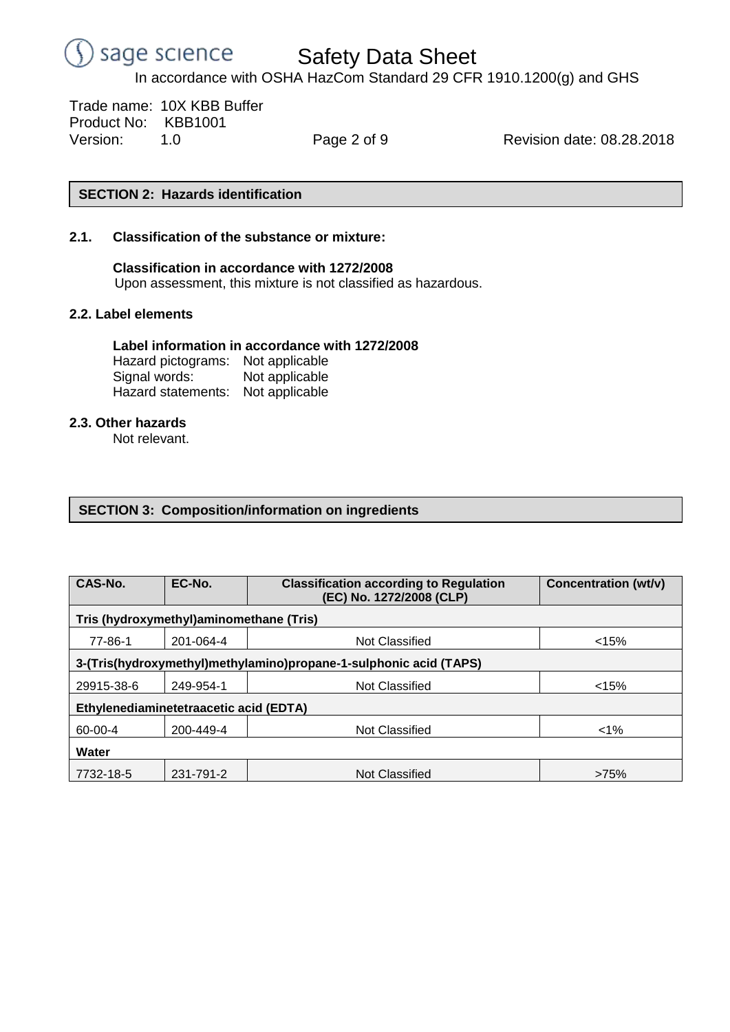## SECTION 2: Hazards identification

### 2.1. Classification of the substance or mixture:

**Classification in accordance with 1272/2008**

Upon assessment, this mixture is not classified as hazardous.

### 2.2. Label elements

**Label information in accordance with 1272/2008**

Hazard pictograms: Not applicable
Signal words: Not applicable
Hazard statements: Not applicable

### 2.3. Other hazards

Not relevant.

## SECTION 3: Composition/information on ingredients

| CAS-No. | EC-No. | Classification according to Regulation (EC) No. 1272/2008 (CLP) | Concentration (wt/v) |
|---|---|---|---|
| **Tris (hydroxymethyl)aminomethane (Tris)** | | | |
| 77-86-1 | 201-064-4 | Not Classified | <15% |
| **3-(Tris(hydroxymethyl)methylamino)propane-1-sulphonic acid (TAPS)** | | | |
| 29915-38-6 | 249-954-1 | Not Classified | <15% |
| **Ethylenediaminetetraacetic acid (EDTA)** | | | |
| 60-00-4 | 200-449-4 | Not Classified | <1% |
| **Water** | | | |
| 7732-18-5 | 231-791-2 | Not Classified | >75% |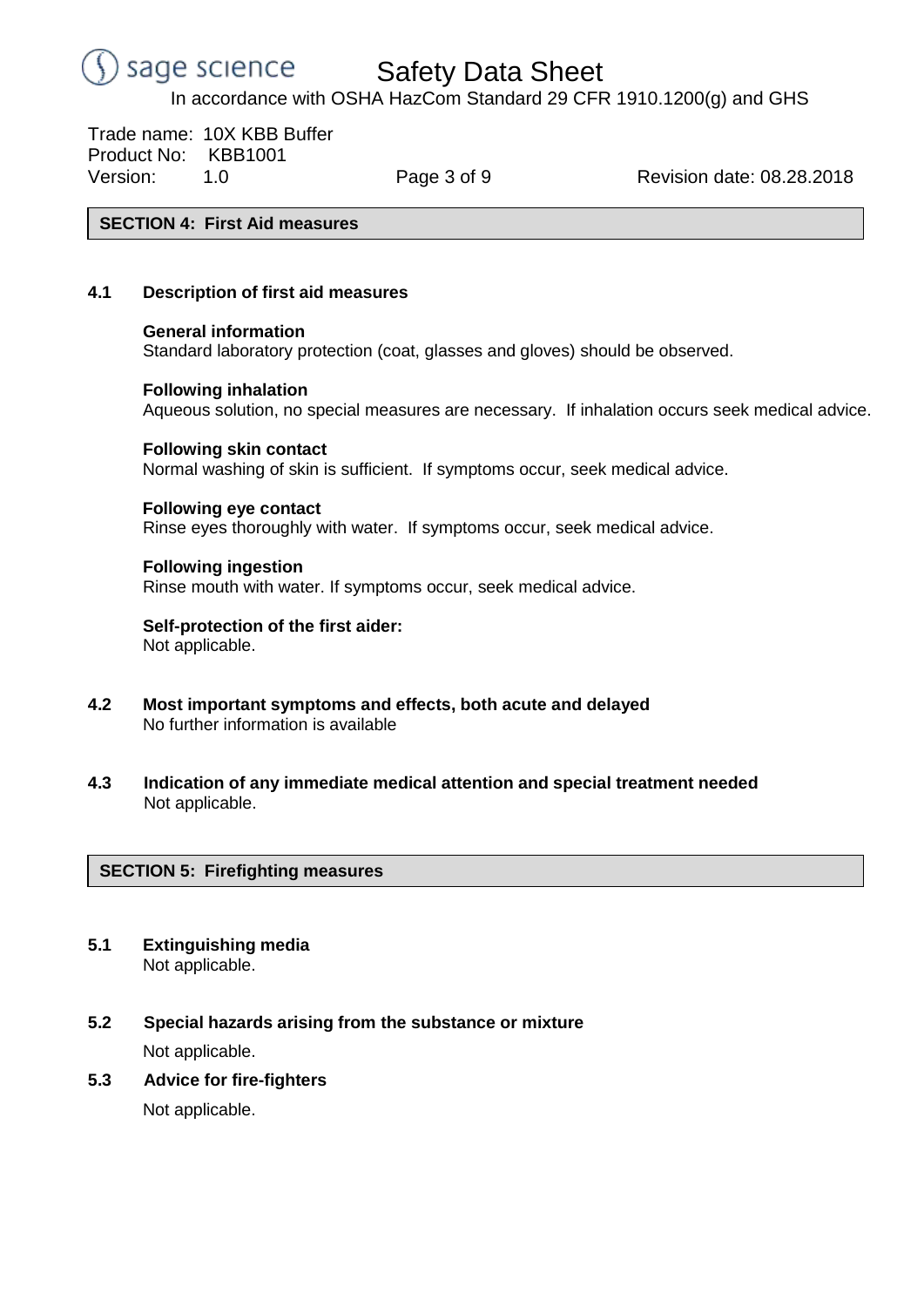## SECTION 4: First Aid measures

### 4.1 Description of first aid measures

**General information**
Standard laboratory protection (coat, glasses and gloves) should be observed.

**Following inhalation**
Aqueous solution, no special measures are necessary. If inhalation occurs seek medical advice.

**Following skin contact**
Normal washing of skin is sufficient. If symptoms occur, seek medical advice.

**Following eye contact**
Rinse eyes thoroughly with water. If symptoms occur, seek medical advice.

**Following ingestion**
Rinse mouth with water. If symptoms occur, seek medical advice.

**Self-protection of the first aider:**
Not applicable.

### 4.2 Most important symptoms and effects, both acute and delayed

No further information is available

### 4.3 Indication of any immediate medical attention and special treatment needed

Not applicable.

## SECTION 5: Firefighting measures

### 5.1 Extinguishing media

Not applicable.

### 5.2 Special hazards arising from the substance or mixture

Not applicable.

### 5.3 Advice for fire-fighters

Not applicable.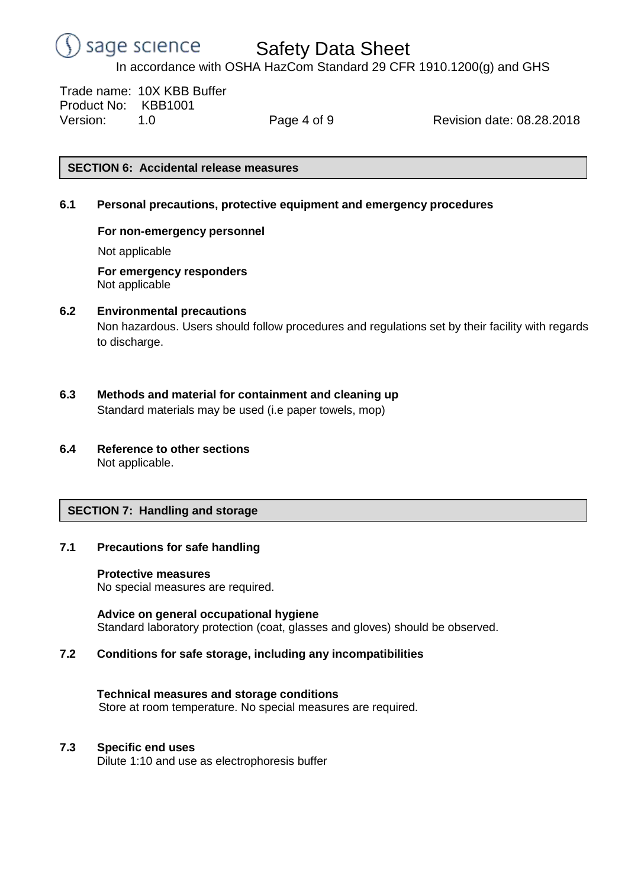## SECTION 6: Accidental release measures

### 6.1 Personal precautions, protective equipment and emergency procedures

**For non-emergency personnel**

Not applicable

**For emergency responders**

Not applicable

### 6.2 Environmental precautions

Non hazardous. Users should follow procedures and regulations set by their facility with regards to discharge.

### 6.3 Methods and material for containment and cleaning up

Standard materials may be used (i.e paper towels, mop)

### 6.4 Reference to other sections

Not applicable.

## SECTION 7: Handling and storage

### 7.1 Precautions for safe handling

**Protective measures**

No special measures are required.

**Advice on general occupational hygiene**

Standard laboratory protection (coat, glasses and gloves) should be observed.

### 7.2 Conditions for safe storage, including any incompatibilities

**Technical measures and storage conditions**

Store at room temperature. No special measures are required.

### 7.3 Specific end uses

Dilute 1:10 and use as electrophoresis buffer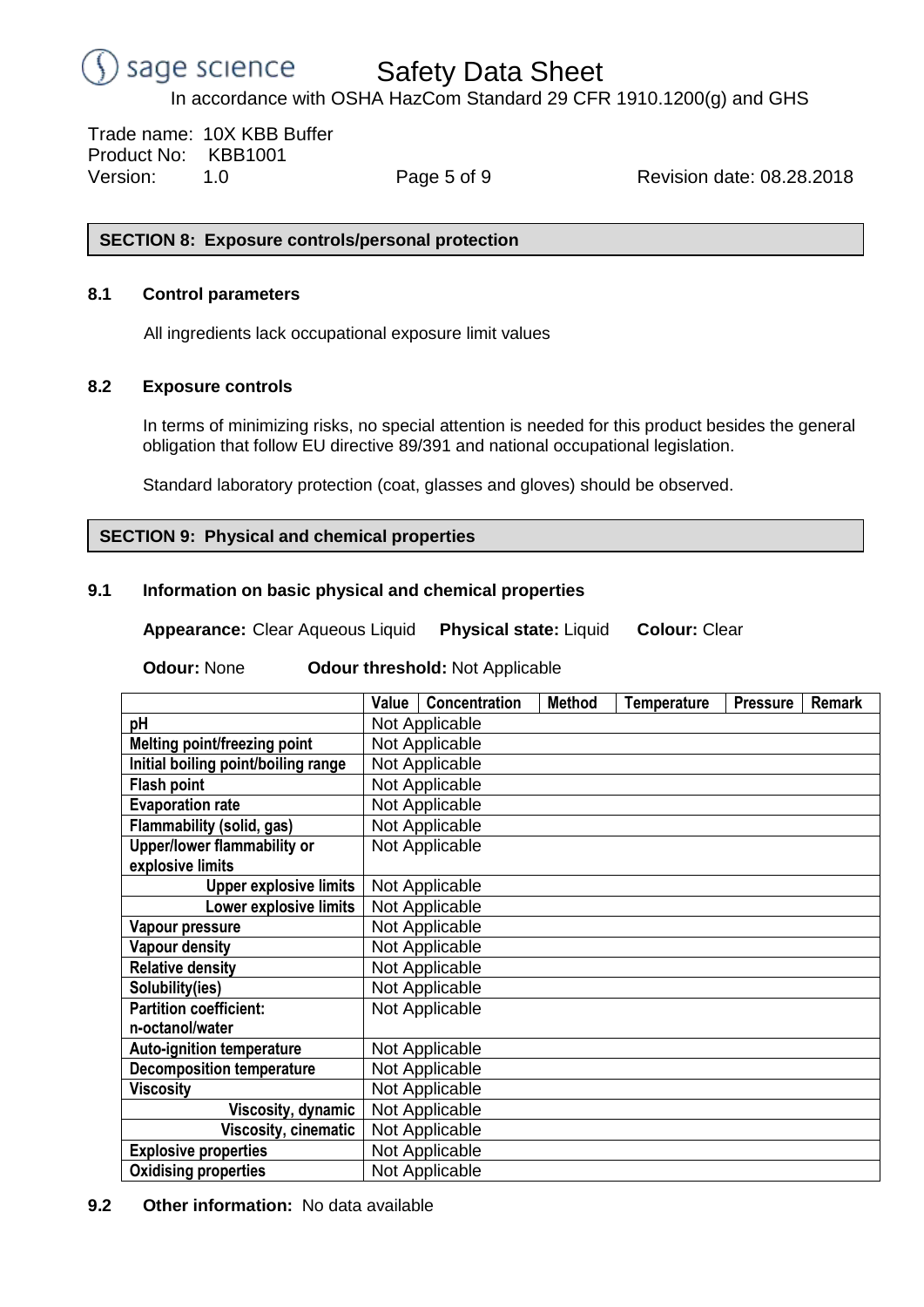## SECTION 8: Exposure controls/personal protection

### 8.1 Control parameters

All ingredients lack occupational exposure limit values

### 8.2 Exposure controls

In terms of minimizing risks, no special attention is needed for this product besides the general obligation that follow EU directive 89/391 and national occupational legislation.

Standard laboratory protection (coat, glasses and gloves) should be observed.

## SECTION 9: Physical and chemical properties

### 9.1 Information on basic physical and chemical properties

**Appearance:** Clear Aqueous Liquid **Physical state:** Liquid **Colour:** Clear

**Odour:** None **Odour threshold:** Not Applicable

| | Value | Concentration | Method | Temperature | Pressure | Remark |
|---|---|---|---|---|---|---|
| pH | Not Applicable | | | | | |
| Melting point/freezing point | Not Applicable | | | | | |
| Initial boiling point/boiling range | Not Applicable | | | | | |
| Flash point | Not Applicable | | | | | |
| Evaporation rate | Not Applicable | | | | | |
| Flammability (solid, gas) | Not Applicable | | | | | |
| Upper/lower flammability or explosive limits | Not Applicable | | | | | |
| Upper explosive limits | Not Applicable | | | | | |
| Lower explosive limits | Not Applicable | | | | | |
| Vapour pressure | Not Applicable | | | | | |
| Vapour density | Not Applicable | | | | | |
| Relative density | Not Applicable | | | | | |
| Solubility(ies) | Not Applicable | | | | | |
| Partition coefficient: n-octanol/water | Not Applicable | | | | | |
| Auto-ignition temperature | Not Applicable | | | | | |
| Decomposition temperature | Not Applicable | | | | | |
| Viscosity | Not Applicable | | | | | |
| Viscosity, dynamic | Not Applicable | | | | | |
| Viscosity, cinematic | Not Applicable | | | | | |
| Explosive properties | Not Applicable | | | | | |
| Oxidising properties | Not Applicable | | | | | |

### 9.2 Other information: No data available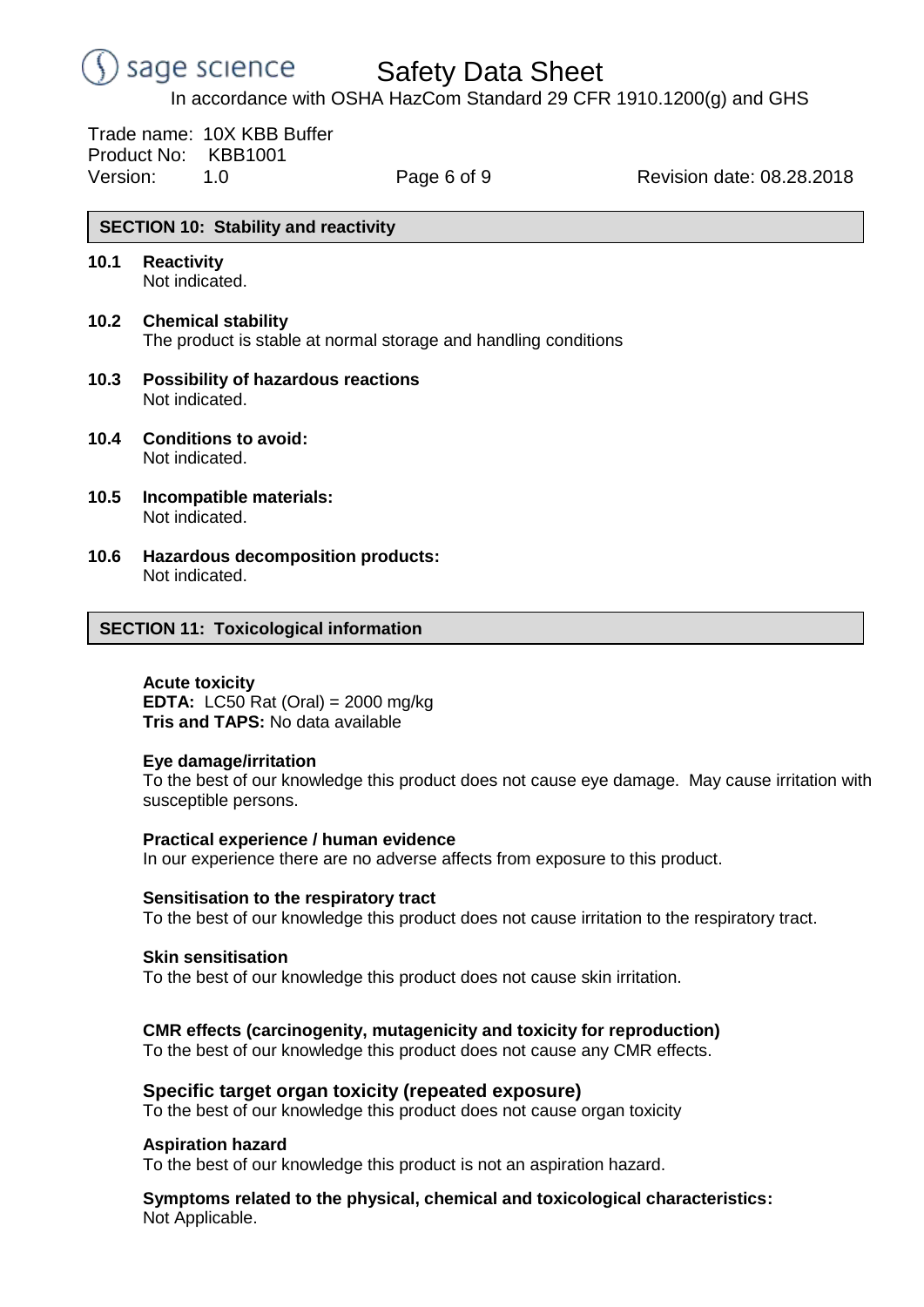## SECTION 10: Stability and reactivity

**10.1 Reactivity**
Not indicated.

**10.2 Chemical stability**
The product is stable at normal storage and handling conditions

**10.3 Possibility of hazardous reactions**
Not indicated.

**10.4 Conditions to avoid:**
Not indicated.

**10.5 Incompatible materials:**
Not indicated.

**10.6 Hazardous decomposition products:**
Not indicated.

## SECTION 11: Toxicological information

**Acute toxicity**
**EDTA:** LC50 Rat (Oral) = 2000 mg/kg
**Tris and TAPS:** No data available

**Eye damage/irritation**
To the best of our knowledge this product does not cause eye damage. May cause irritation with susceptible persons.

**Practical experience / human evidence**
In our experience there are no adverse affects from exposure to this product.

**Sensitisation to the respiratory tract**
To the best of our knowledge this product does not cause irritation to the respiratory tract.

**Skin sensitisation**
To the best of our knowledge this product does not cause skin irritation.

**CMR effects (carcinogenity, mutagenicity and toxicity for reproduction)**
To the best of our knowledge this product does not cause any CMR effects.

**Specific target organ toxicity (repeated exposure)**
To the best of our knowledge this product does not cause organ toxicity

**Aspiration hazard**
To the best of our knowledge this product is not an aspiration hazard.

**Symptoms related to the physical, chemical and toxicological characteristics:**
Not Applicable.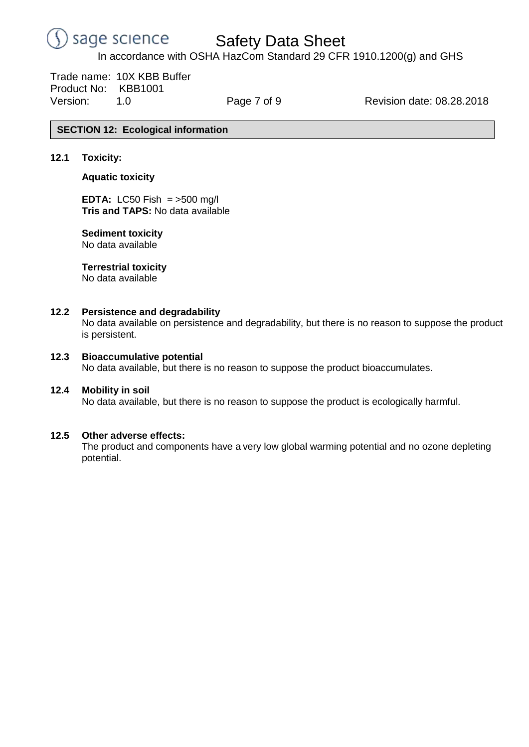## SECTION 12: Ecological information

### 12.1 Toxicity:

**Aquatic toxicity**

**EDTA:** LC50 Fish = >500 mg/l
**Tris and TAPS:** No data available

**Sediment toxicity**
No data available

**Terrestrial toxicity**
No data available

### 12.2 Persistence and degradability

No data available on persistence and degradability, but there is no reason to suppose the product is persistent.

### 12.3 Bioaccumulative potential

No data available, but there is no reason to suppose the product bioaccumulates.

### 12.4 Mobility in soil

No data available, but there is no reason to suppose the product is ecologically harmful.

### 12.5 Other adverse effects:

The product and components have a very low global warming potential and no ozone depleting potential.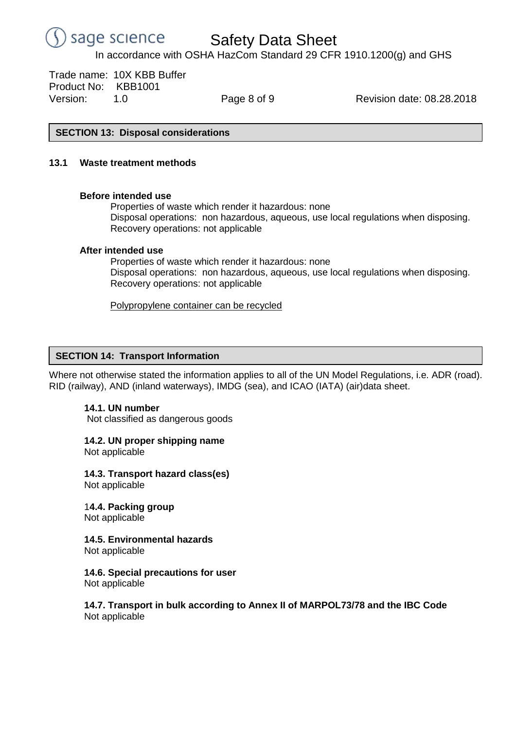## SECTION 13: Disposal considerations

### 13.1 Waste treatment methods

**Before intended use**

Properties of waste which render it hazardous: none
Disposal operations: non hazardous, aqueous, use local regulations when disposing.
Recovery operations: not applicable

**After intended use**

Properties of waste which render it hazardous: none
Disposal operations: non hazardous, aqueous, use local regulations when disposing.
Recovery operations: not applicable

Polypropylene container can be recycled

## SECTION 14: Transport Information

Where not otherwise stated the information applies to all of the UN Model Regulations, i.e. ADR (road). RID (railway), AND (inland waterways), IMDG (sea), and ICAO (IATA) (air)data sheet.

**14.1. UN number**
Not classified as dangerous goods

**14.2. UN proper shipping name**
Not applicable

**14.3. Transport hazard class(es)**
Not applicable

**14.4. Packing group**
Not applicable

**14.5. Environmental hazards**
Not applicable

**14.6. Special precautions for user**
Not applicable

**14.7. Transport in bulk according to Annex II of MARPOL73/78 and the IBC Code**
Not applicable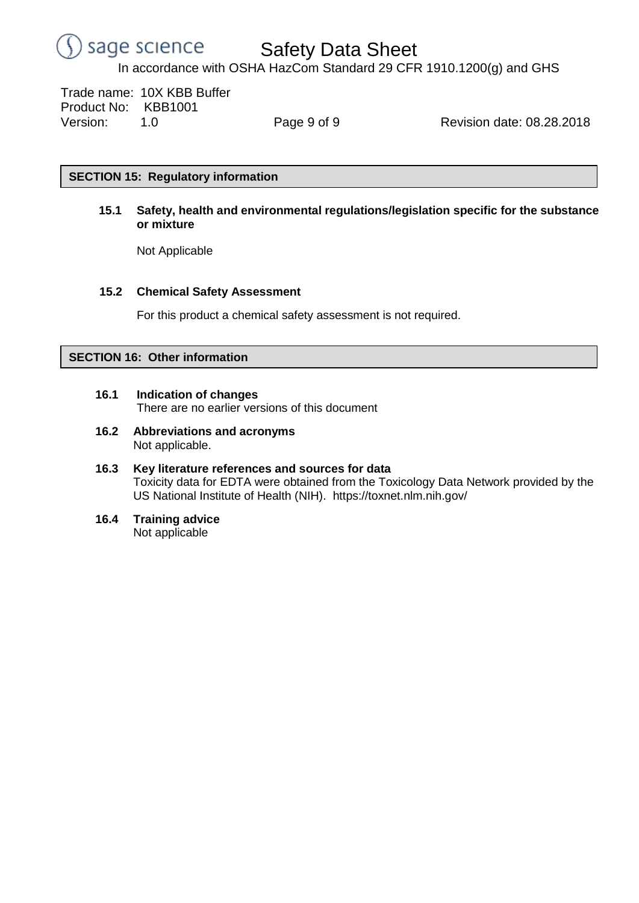## SECTION 15: Regulatory information

### 15.1 Safety, health and environmental regulations/legislation specific for the substance or mixture

Not Applicable

### 15.2 Chemical Safety Assessment

For this product a chemical safety assessment is not required.

## SECTION 16: Other information

### 16.1 Indication of changes

There are no earlier versions of this document

### 16.2 Abbreviations and acronyms

Not applicable.

### 16.3 Key literature references and sources for data

Toxicity data for EDTA were obtained from the Toxicology Data Network provided by the US National Institute of Health (NIH). https://toxnet.nlm.nih.gov/

### 16.4 Training advice

Not applicable